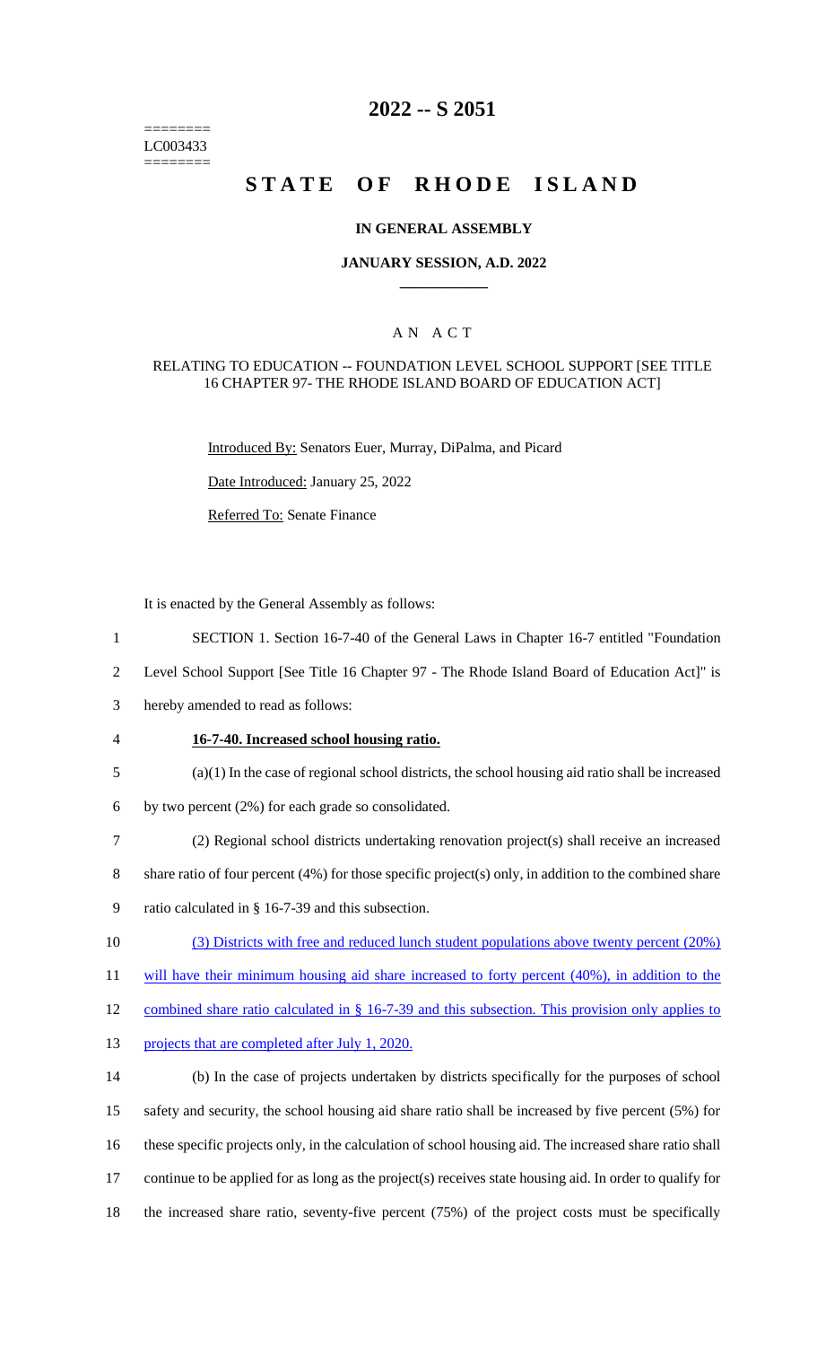========
LC003433
========

# 2022 -- S 2051

# STATE OF RHODE ISLAND

## IN GENERAL ASSEMBLY

### JANUARY SESSION, A.D. 2022

### A N A C T

RELATING TO EDUCATION -- FOUNDATION LEVEL SCHOOL SUPPORT [SEE TITLE 16 CHAPTER 97- THE RHODE ISLAND BOARD OF EDUCATION ACT]

Introduced By: Senators Euer, Murray, DiPalma, and Picard

Date Introduced: January 25, 2022

Referred To: Senate Finance

It is enacted by the General Assembly as follows:

1 SECTION 1. Section 16-7-40 of the General Laws in Chapter 16-7 entitled "Foundation
2 Level School Support [See Title 16 Chapter 97 - The Rhode Island Board of Education Act]" is
3 hereby amended to read as follows:

4 **16-7-40. Increased school housing ratio.**

5 (a)(1) In the case of regional school districts, the school housing aid ratio shall be increased
6 by two percent (2%) for each grade so consolidated.

7 (2) Regional school districts undertaking renovation project(s) shall receive an increased
8 share ratio of four percent (4%) for those specific project(s) only, in addition to the combined share
9 ratio calculated in § 16-7-39 and this subsection.

10 (3) Districts with free and reduced lunch student populations above twenty percent (20%)
11 will have their minimum housing aid share increased to forty percent (40%), in addition to the
12 combined share ratio calculated in § 16-7-39 and this subsection. This provision only applies to
13 projects that are completed after July 1, 2020.

14 (b) In the case of projects undertaken by districts specifically for the purposes of school
15 safety and security, the school housing aid share ratio shall be increased by five percent (5%) for
16 these specific projects only, in the calculation of school housing aid. The increased share ratio shall
17 continue to be applied for as long as the project(s) receives state housing aid. In order to qualify for
18 the increased share ratio, seventy-five percent (75%) of the project costs must be specifically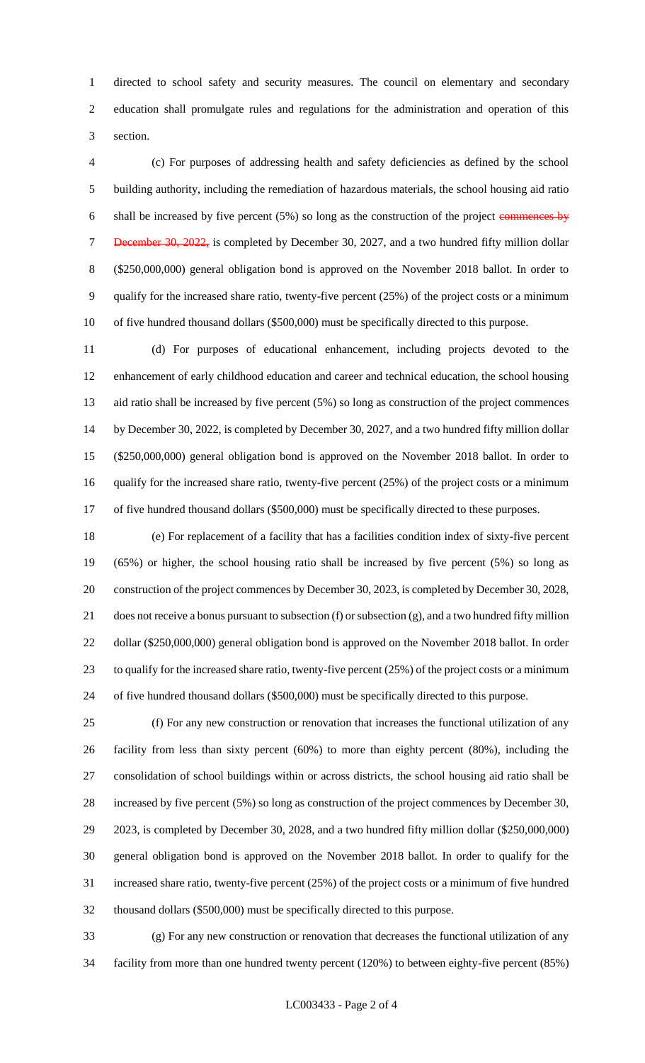directed to school safety and security measures. The council on elementary and secondary education shall promulgate rules and regulations for the administration and operation of this section.

(c) For purposes of addressing health and safety deficiencies as defined by the school building authority, including the remediation of hazardous materials, the school housing aid ratio shall be increased by five percent (5%) so long as the construction of the project ~~commences by December 30, 2022,~~ is completed by December 30, 2027, and a two hundred fifty million dollar ($250,000,000) general obligation bond is approved on the November 2018 ballot. In order to qualify for the increased share ratio, twenty-five percent (25%) of the project costs or a minimum of five hundred thousand dollars ($500,000) must be specifically directed to this purpose.

(d) For purposes of educational enhancement, including projects devoted to the enhancement of early childhood education and career and technical education, the school housing aid ratio shall be increased by five percent (5%) so long as construction of the project commences by December 30, 2022, is completed by December 30, 2027, and a two hundred fifty million dollar ($250,000,000) general obligation bond is approved on the November 2018 ballot. In order to qualify for the increased share ratio, twenty-five percent (25%) of the project costs or a minimum of five hundred thousand dollars ($500,000) must be specifically directed to these purposes.

(e) For replacement of a facility that has a facilities condition index of sixty-five percent (65%) or higher, the school housing ratio shall be increased by five percent (5%) so long as construction of the project commences by December 30, 2023, is completed by December 30, 2028, does not receive a bonus pursuant to subsection (f) or subsection (g), and a two hundred fifty million dollar ($250,000,000) general obligation bond is approved on the November 2018 ballot. In order to qualify for the increased share ratio, twenty-five percent (25%) of the project costs or a minimum of five hundred thousand dollars ($500,000) must be specifically directed to this purpose.

(f) For any new construction or renovation that increases the functional utilization of any facility from less than sixty percent (60%) to more than eighty percent (80%), including the consolidation of school buildings within or across districts, the school housing aid ratio shall be increased by five percent (5%) so long as construction of the project commences by December 30, 2023, is completed by December 30, 2028, and a two hundred fifty million dollar ($250,000,000) general obligation bond is approved on the November 2018 ballot. In order to qualify for the increased share ratio, twenty-five percent (25%) of the project costs or a minimum of five hundred thousand dollars ($500,000) must be specifically directed to this purpose.

(g) For any new construction or renovation that decreases the functional utilization of any facility from more than one hundred twenty percent (120%) to between eighty-five percent (85%)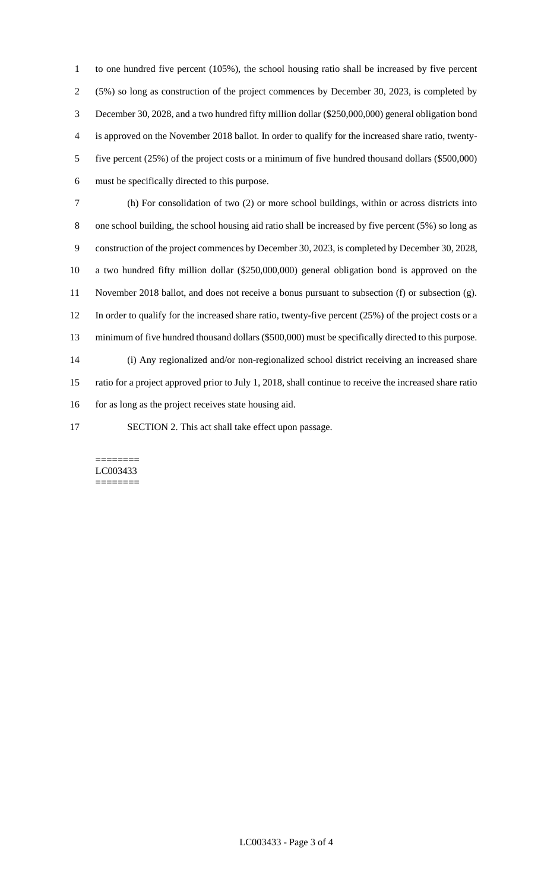to one hundred five percent (105%), the school housing ratio shall be increased by five percent (5%) so long as construction of the project commences by December 30, 2023, is completed by December 30, 2028, and a two hundred fifty million dollar ($250,000,000) general obligation bond is approved on the November 2018 ballot. In order to qualify for the increased share ratio, twenty-five percent (25%) of the project costs or a minimum of five hundred thousand dollars ($500,000) must be specifically directed to this purpose.

(h) For consolidation of two (2) or more school buildings, within or across districts into one school building, the school housing aid ratio shall be increased by five percent (5%) so long as construction of the project commences by December 30, 2023, is completed by December 30, 2028, a two hundred fifty million dollar ($250,000,000) general obligation bond is approved on the November 2018 ballot, and does not receive a bonus pursuant to subsection (f) or subsection (g). In order to qualify for the increased share ratio, twenty-five percent (25%) of the project costs or a minimum of five hundred thousand dollars ($500,000) must be specifically directed to this purpose.

(i) Any regionalized and/or non-regionalized school district receiving an increased share ratio for a project approved prior to July 1, 2018, shall continue to receive the increased share ratio for as long as the project receives state housing aid.

SECTION 2. This act shall take effect upon passage.

========
LC003433
========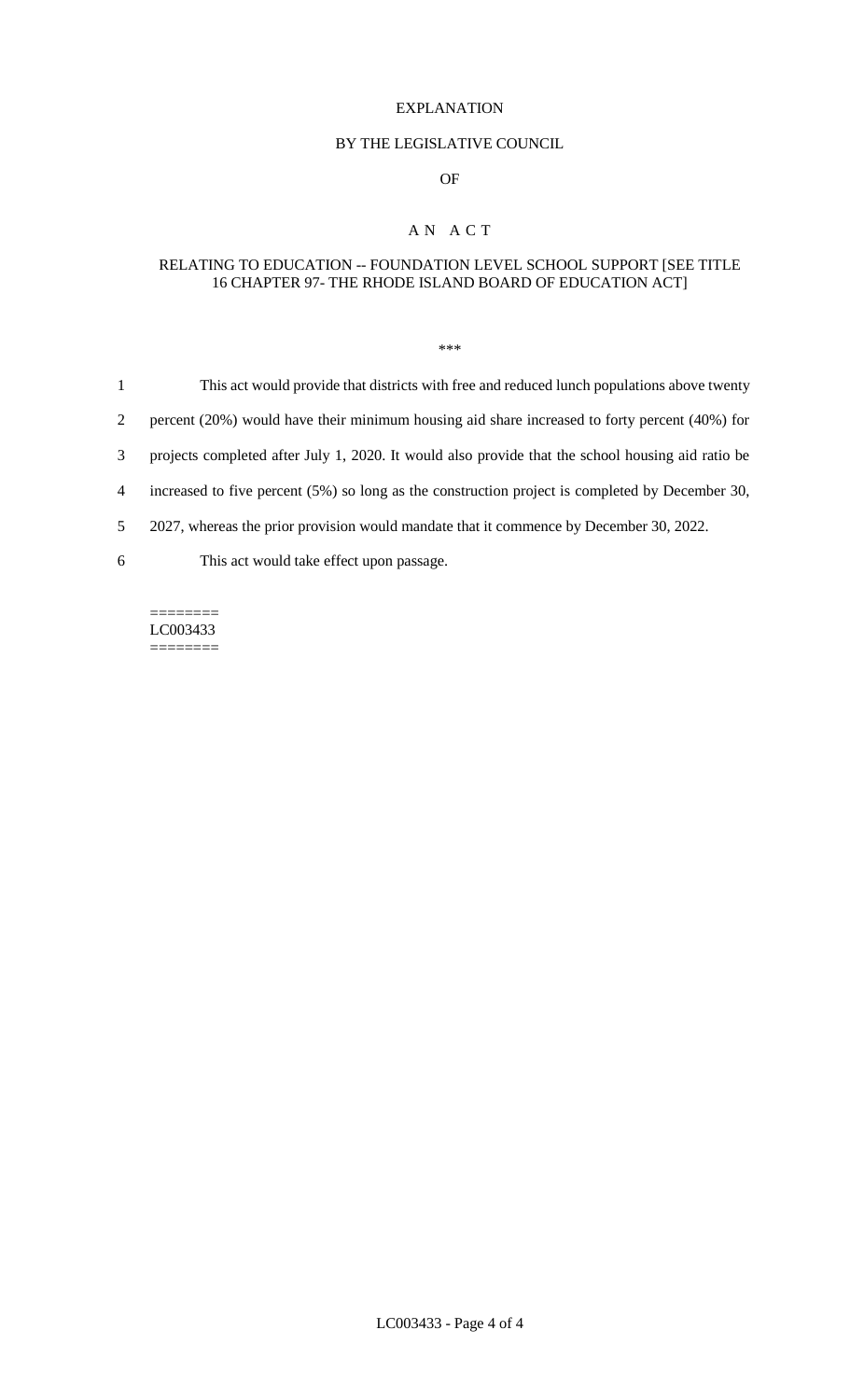EXPLANATION

BY THE LEGISLATIVE COUNCIL

OF

# A N A C T

RELATING TO EDUCATION -- FOUNDATION LEVEL SCHOOL SUPPORT [SEE TITLE 16 CHAPTER 97- THE RHODE ISLAND BOARD OF EDUCATION ACT]

\*\*\*

1 This act would provide that districts with free and reduced lunch populations above twenty
2 percent (20%) would have their minimum housing aid share increased to forty percent (40%) for
3 projects completed after July 1, 2020. It would also provide that the school housing aid ratio be
4 increased to five percent (5%) so long as the construction project is completed by December 30,
5 2027, whereas the prior provision would mandate that it commence by December 30, 2022.
6 This act would take effect upon passage.

========
LC003433
========